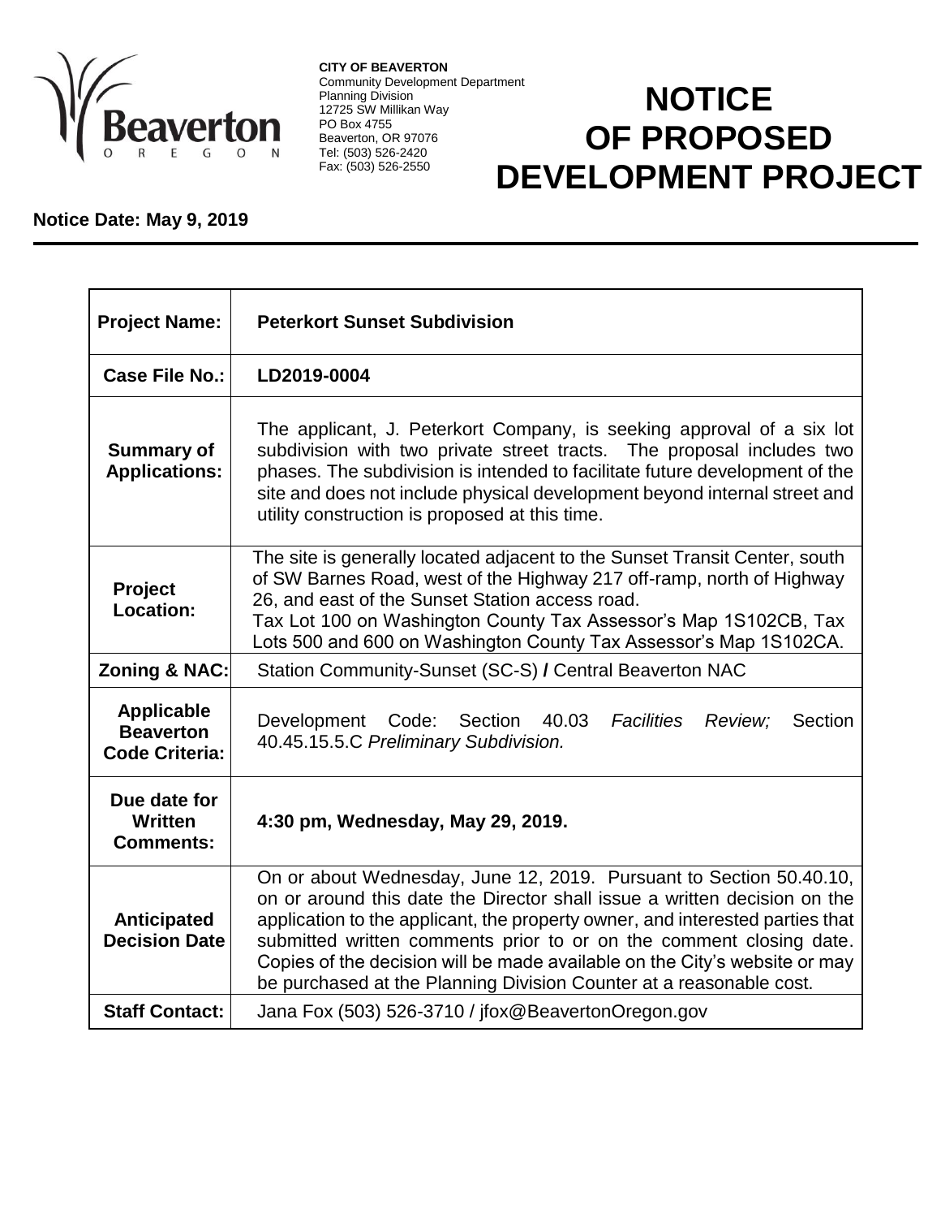**CITY OF BEAVERTON**
Community Development Department
Planning Division
12725 SW Millikan Way
PO Box 4755
Beaverton, OR 97076
Tel: (503) 526-2420
Fax: (503) 526-2550

# NOTICE OF PROPOSED DEVELOPMENT PROJECT

**Notice Date: May 9, 2019**

| | |
|---|---|
| **Project Name:** | **Peterkort Sunset Subdivision** |
| **Case File No.:** | **LD2019-0004** |
| **Summary of Applications:** | The applicant, J. Peterkort Company, is seeking approval of a six lot subdivision with two private street tracts. The proposal includes two phases. The subdivision is intended to facilitate future development of the site and does not include physical development beyond internal street and utility construction is proposed at this time. |
| **Project Location:** | The site is generally located adjacent to the Sunset Transit Center, south of SW Barnes Road, west of the Highway 217 off-ramp, north of Highway 26, and east of the Sunset Station access road.<br>Tax Lot 100 on Washington County Tax Assessor's Map 1S102CB, Tax Lots 500 and 600 on Washington County Tax Assessor's Map 1S102CA. |
| **Zoning & NAC:** | Station Community-Sunset (SC-S) **/** Central Beaverton NAC |
| **Applicable Beaverton Code Criteria:** | Development Code: Section 40.03 *Facilities Review;* Section 40.45.15.5.C *Preliminary Subdivision.* |
| **Due date for Written Comments:** | **4:30 pm, Wednesday, May 29, 2019.** |
| **Anticipated Decision Date** | On or about Wednesday, June 12, 2019. Pursuant to Section 50.40.10, on or around this date the Director shall issue a written decision on the application to the applicant, the property owner, and interested parties that submitted written comments prior to or on the comment closing date. Copies of the decision will be made available on the City's website or may be purchased at the Planning Division Counter at a reasonable cost. |
| **Staff Contact:** | Jana Fox (503) 526-3710 / jfox@BeavertonOregon.gov |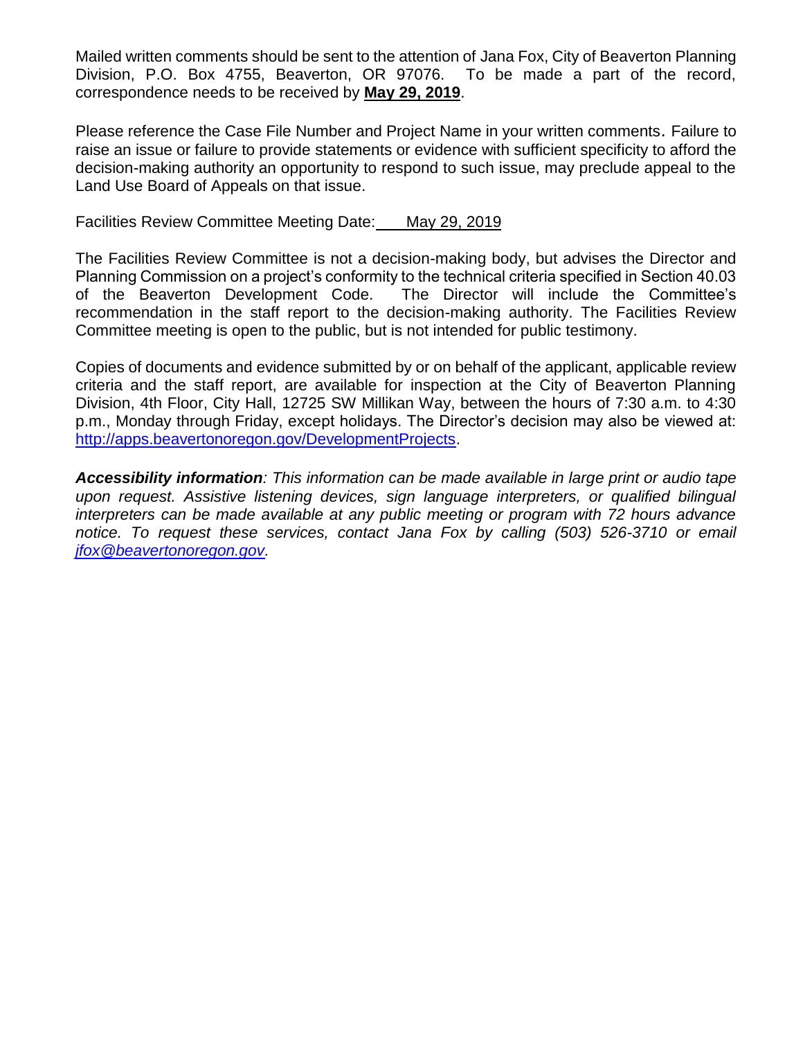Mailed written comments should be sent to the attention of Jana Fox, City of Beaverton Planning Division, P.O. Box 4755, Beaverton, OR 97076. To be made a part of the record, correspondence needs to be received by **May 29, 2019**.

Please reference the Case File Number and Project Name in your written comments. Failure to raise an issue or failure to provide statements or evidence with sufficient specificity to afford the decision-making authority an opportunity to respond to such issue, may preclude appeal to the Land Use Board of Appeals on that issue.

Facilities Review Committee Meeting Date: May 29, 2019

The Facilities Review Committee is not a decision-making body, but advises the Director and Planning Commission on a project's conformity to the technical criteria specified in Section 40.03 of the Beaverton Development Code. The Director will include the Committee's recommendation in the staff report to the decision-making authority. The Facilities Review Committee meeting is open to the public, but is not intended for public testimony.

Copies of documents and evidence submitted by or on behalf of the applicant, applicable review criteria and the staff report, are available for inspection at the City of Beaverton Planning Division, 4th Floor, City Hall, 12725 SW Millikan Way, between the hours of 7:30 a.m. to 4:30 p.m., Monday through Friday, except holidays. The Director's decision may also be viewed at: http://apps.beavertonoregon.gov/DevelopmentProjects.

***Accessibility information**: This information can be made available in large print or audio tape upon request. Assistive listening devices, sign language interpreters, or qualified bilingual interpreters can be made available at any public meeting or program with 72 hours advance notice. To request these services, contact Jana Fox by calling (503) 526-3710 or email jfox@beavertonoregon.gov.*